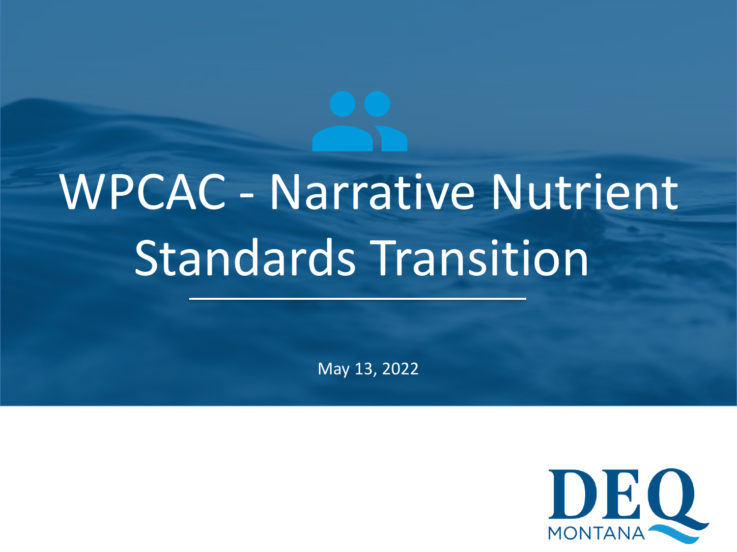# WPCAC - Narrative Nutrient Standards Transition

May 13, 2022

DEQ MONTANA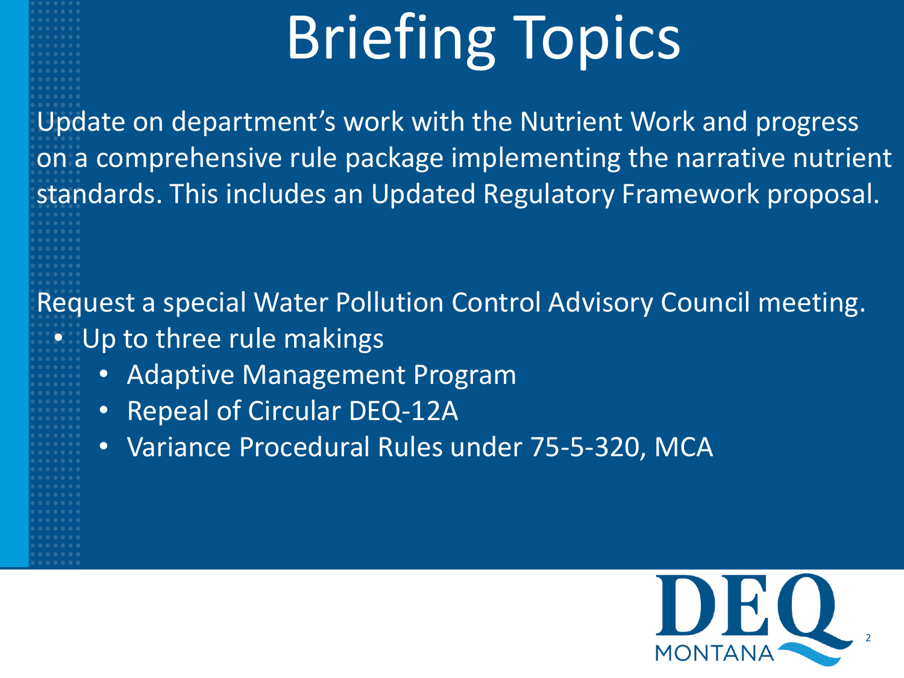# Briefing Topics

Update on department's work with the Nutrient Work and progress on a comprehensive rule package implementing the narrative nutrient standards. This includes an Updated Regulatory Framework proposal.

Request a special Water Pollution Control Advisory Council meeting.

- Up to three rule makings
  - Adaptive Management Program
  - Repeal of Circular DEQ-12A
  - Variance Procedural Rules under 75-5-320, MCA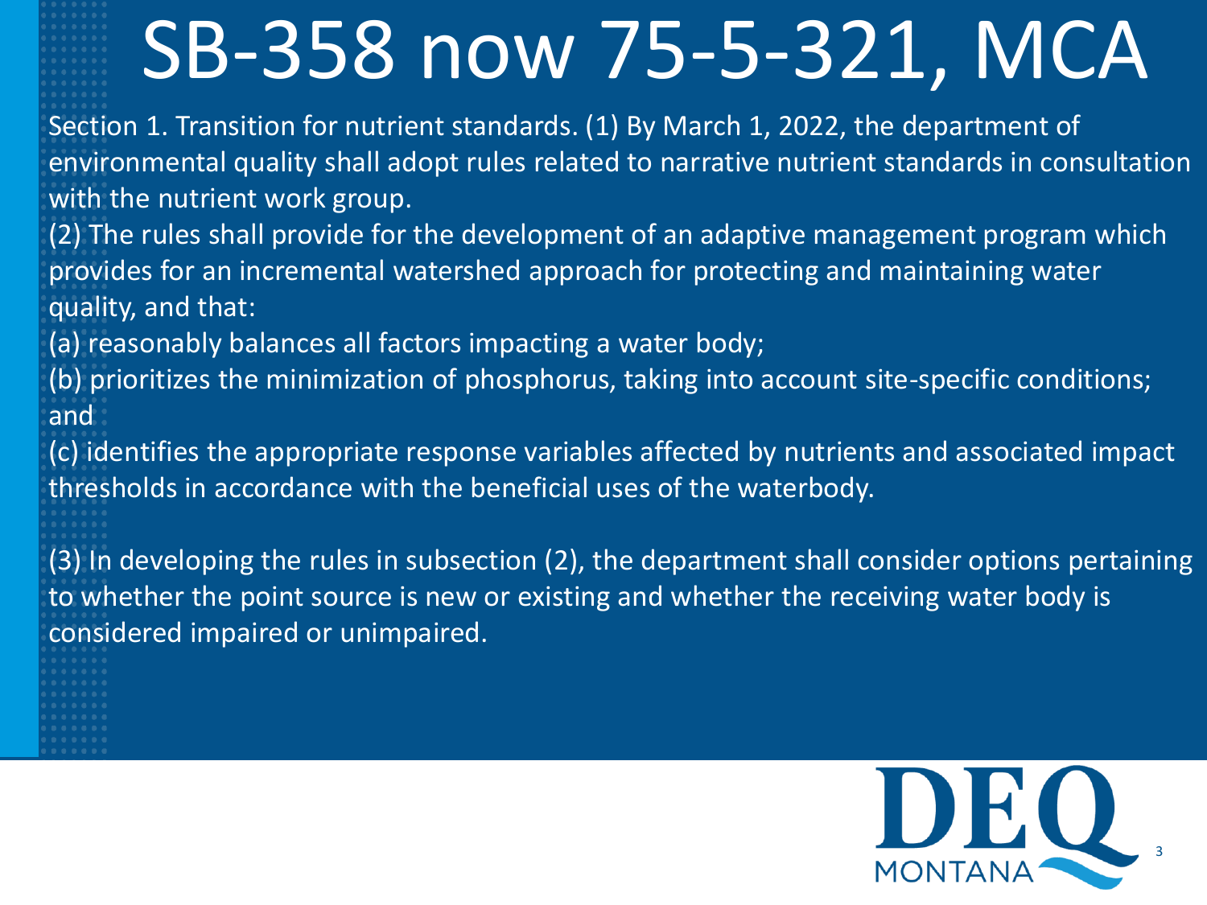# SB-358 now 75-5-321, MCA

Section 1. Transition for nutrient standards. (1) By March 1, 2022, the department of environmental quality shall adopt rules related to narrative nutrient standards in consultation with the nutrient work group.

(2) The rules shall provide for the development of an adaptive management program which provides for an incremental watershed approach for protecting and maintaining water quality, and that:

(a) reasonably balances all factors impacting a water body;

(b) prioritizes the minimization of phosphorus, taking into account site-specific conditions; and

(c) identifies the appropriate response variables affected by nutrients and associated impact thresholds in accordance with the beneficial uses of the waterbody.

(3) In developing the rules in subsection (2), the department shall consider options pertaining to whether the point source is new or existing and whether the receiving water body is considered impaired or unimpaired.

DEQ MONTANA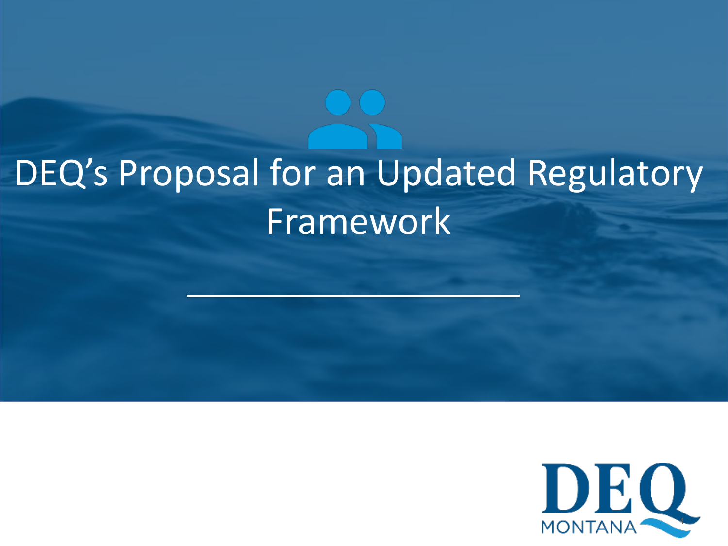# DEQ's Proposal for an Updated Regulatory Framework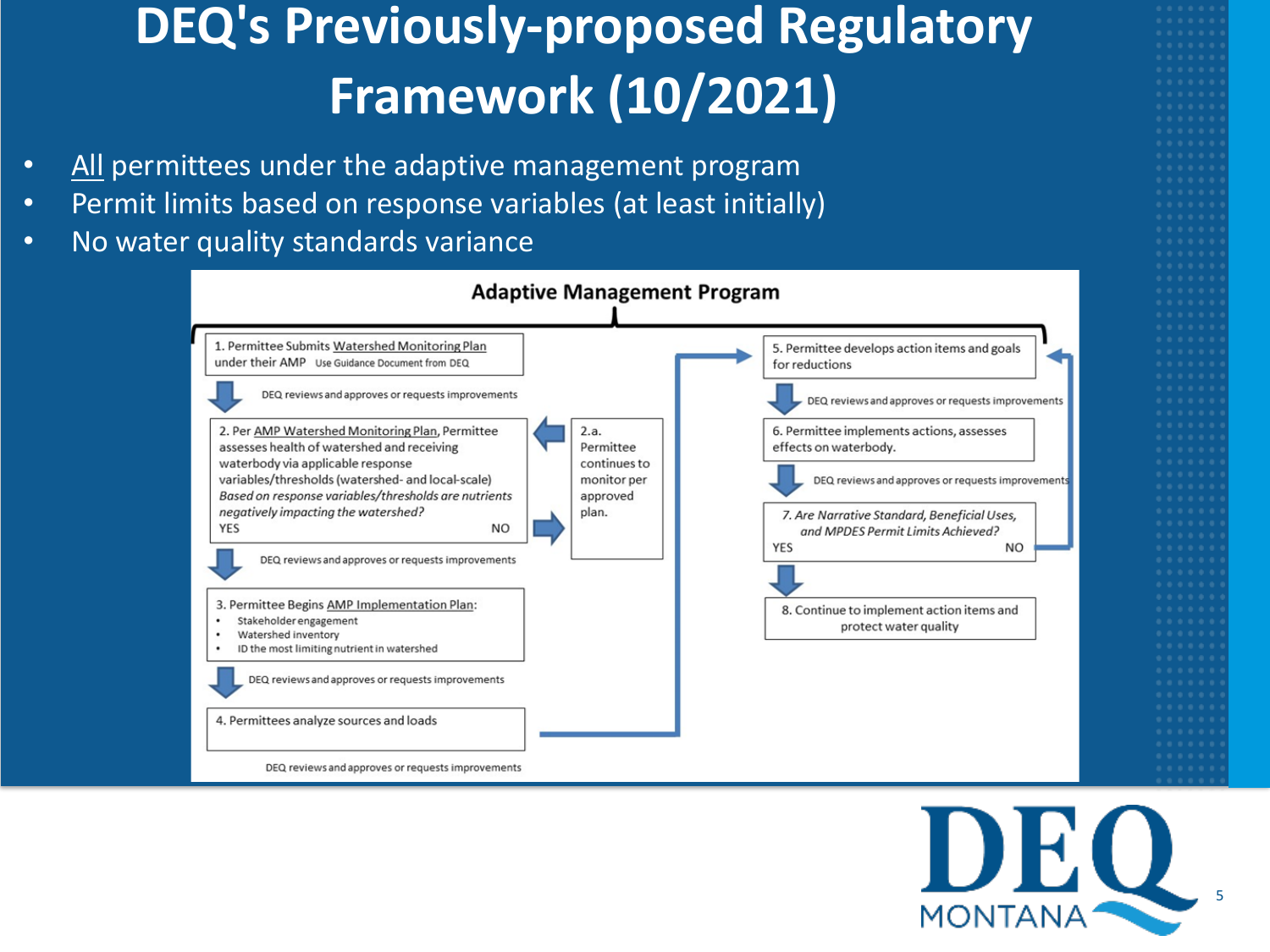# DEQ's Previously-proposed Regulatory Framework (10/2021)

- All permittees under the adaptive management program
- Permit limits based on response variables (at least initially)
- No water quality standards variance

**Adaptive Management Program**

1. Permittee Submits Watershed Monitoring Plan under their AMP Use Guidance Document from DEQ

DEQ reviews and approves or requests improvements

2. Per AMP Watershed Monitoring Plan, Permittee assesses health of watershed and receiving waterbody via applicable response variables/thresholds (watershed- and local-scale)
*Based on response variables/thresholds are nutrients negatively impacting the watershed?*
YES NO

2.a. Permittee continues to monitor per approved plan.

DEQ reviews and approves or requests improvements

3. Permittee Begins AMP Implementation Plan:
- Stakeholder engagement
- Watershed inventory
- ID the most limiting nutrient in watershed

DEQ reviews and approves or requests improvements

4. Permittees analyze sources and loads

DEQ reviews and approves or requests improvements

5. Permittee develops action items and goals for reductions

DEQ reviews and approves or requests improvements

6. Permittee implements actions, assesses effects on waterbody.

DEQ reviews and approves or requests improvements

7. *Are Narrative Standard, Beneficial Uses, and MPDES Permit Limits Achieved?*
YES NO

8. Continue to implement action items and protect water quality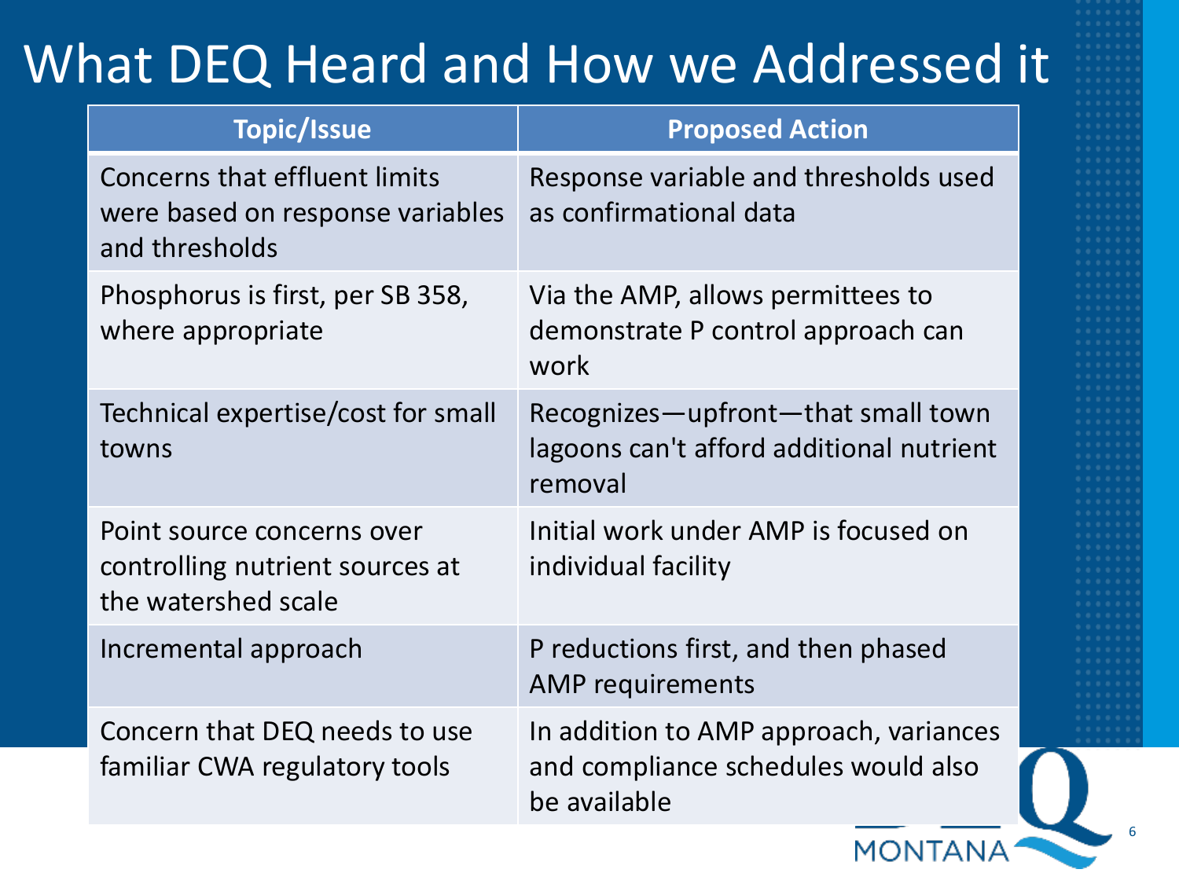# What DEQ Heard and How we Addressed it

| Topic/Issue | Proposed Action |
|---|---|
| Concerns that effluent limits were based on response variables and thresholds | Response variable and thresholds used as confirmational data |
| Phosphorus is first, per SB 358, where appropriate | Via the AMP, allows permittees to demonstrate P control approach can work |
| Technical expertise/cost for small towns | Recognizes—upfront—that small town lagoons can't afford additional nutrient removal |
| Point source concerns over controlling nutrient sources at the watershed scale | Initial work under AMP is focused on individual facility |
| Incremental approach | P reductions first, and then phased AMP requirements |
| Concern that DEQ needs to use familiar CWA regulatory tools | In addition to AMP approach, variances and compliance schedules would also be available |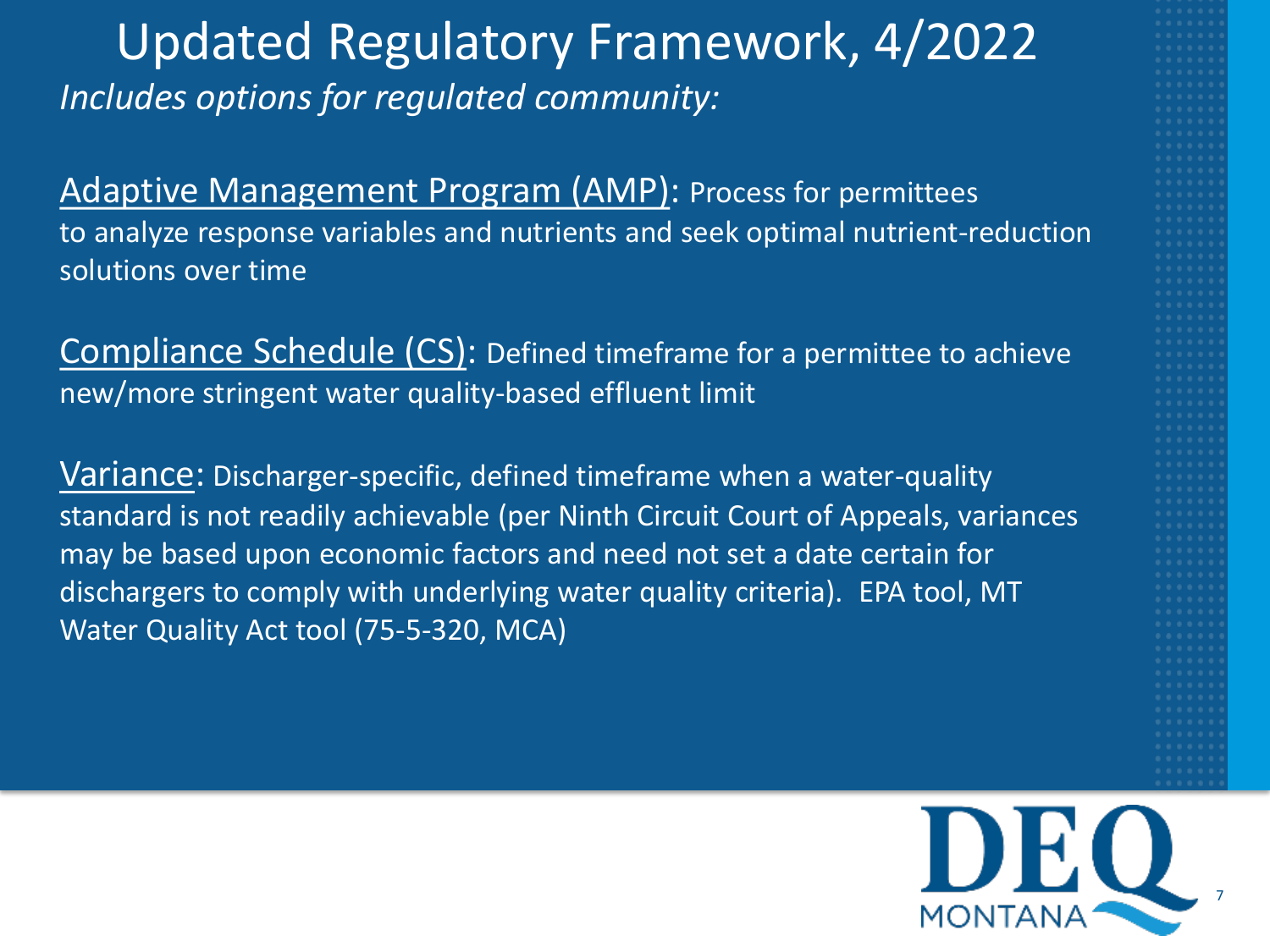# Updated Regulatory Framework, 4/2022

*Includes options for regulated community:*

Adaptive Management Program (AMP): Process for permittees to analyze response variables and nutrients and seek optimal nutrient-reduction solutions over time

Compliance Schedule (CS): Defined timeframe for a permittee to achieve new/more stringent water quality-based effluent limit

Variance: Discharger-specific, defined timeframe when a water-quality standard is not readily achievable (per Ninth Circuit Court of Appeals, variances may be based upon economic factors and need not set a date certain for dischargers to comply with underlying water quality criteria). EPA tool, MT Water Quality Act tool (75-5-320, MCA)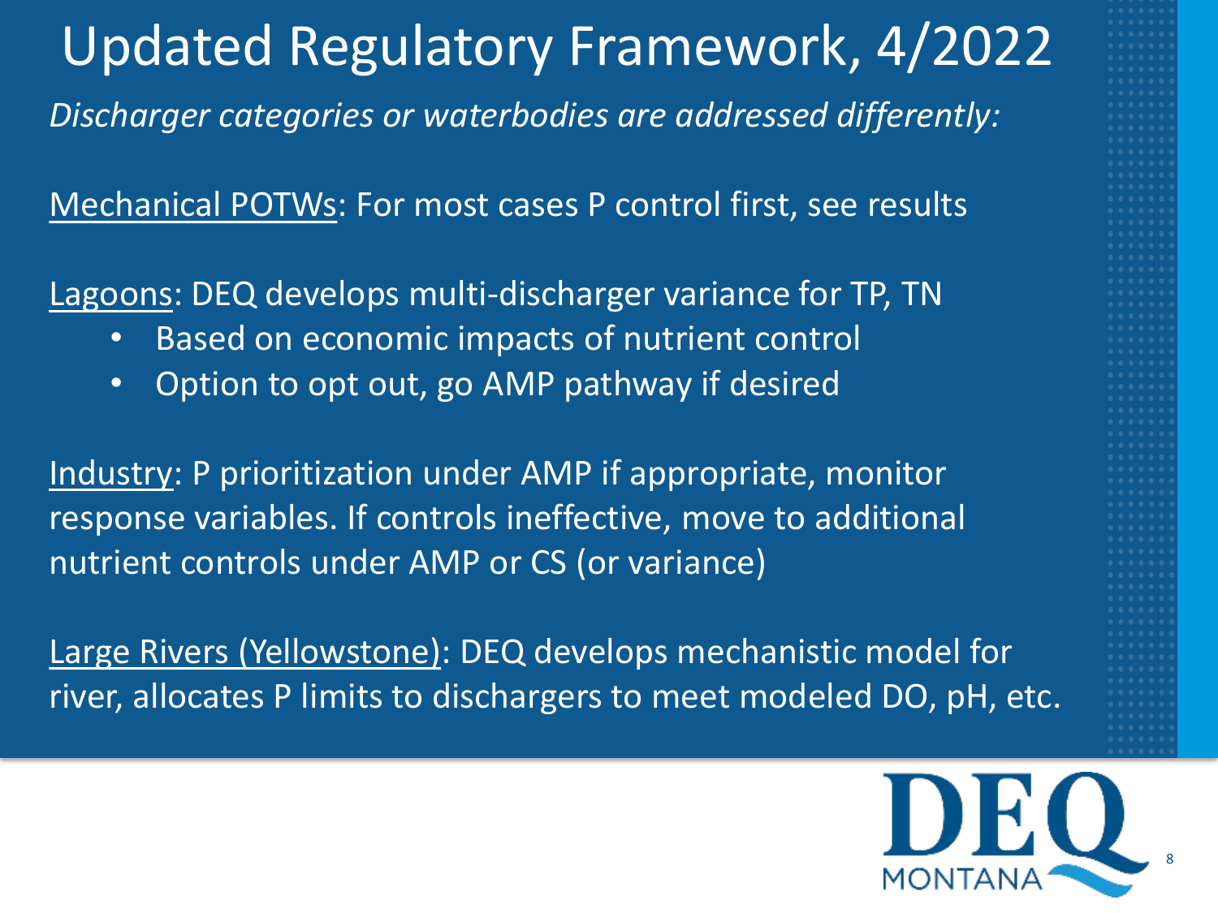# Updated Regulatory Framework, 4/2022

*Discharger categories or waterbodies are addressed differently:*

Mechanical POTWs: For most cases P control first, see results

Lagoons: DEQ develops multi-discharger variance for TP, TN

- Based on economic impacts of nutrient control
- Option to opt out, go AMP pathway if desired

Industry: P prioritization under AMP if appropriate, monitor response variables. If controls ineffective, move to additional nutrient controls under AMP or CS (or variance)

Large Rivers (Yellowstone): DEQ develops mechanistic model for river, allocates P limits to dischargers to meet modeled DO, pH, etc.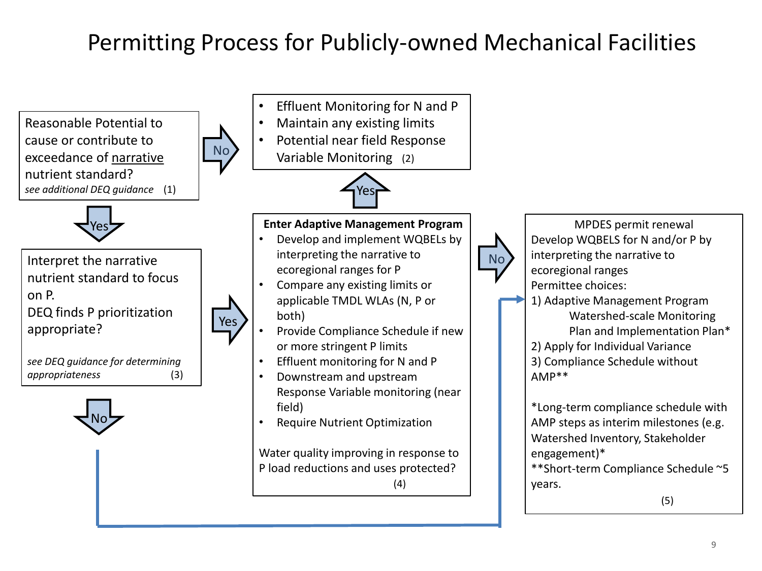# Permitting Process for Publicly-owned Mechanical Facilities

**Reasonable Potential to cause or contribute to exceedance of narrative nutrient standard?**
*see additional DEQ guidance* (1)

- **No** →
  - Effluent Monitoring for N and P
  - Maintain any existing limits
  - Potential near field Response Variable Monitoring (2)

- **Yes** ↓

**Interpret the narrative nutrient standard to focus on P. DEQ finds P prioritization appropriate?**
*see DEQ guidance for determining appropriateness* (3)

- **Yes** →

**Enter Adaptive Management Program**

- Develop and implement WQBELs by interpreting the narrative to ecoregional ranges for P
- Compare any existing limits or applicable TMDL WLAs (N, P or both)
- Provide Compliance Schedule if new or more stringent P limits
- Effluent monitoring for N and P
- Downstream and upstream Response Variable monitoring (near field)
- Require Nutrient Optimization

Water quality improving in response to P load reductions and uses protected? (4)

- **Yes** ↑ (to Effluent Monitoring box (2))
- **No** → (to MPDES permit renewal box (5))

- **No** (from (3)) → MPDES permit renewal (5)

**MPDES permit renewal**

Develop WQBELS for N and/or P by interpreting the narrative to ecoregional ranges

Permittee choices:

1) Adaptive Management Program
   Watershed-scale Monitoring Plan and Implementation Plan*
2) Apply for Individual Variance
3) Compliance Schedule without AMP**

*Long-term compliance schedule with AMP steps as interim milestones (e.g. Watershed Inventory, Stakeholder engagement)*

**Short-term Compliance Schedule ~5 years.

(5)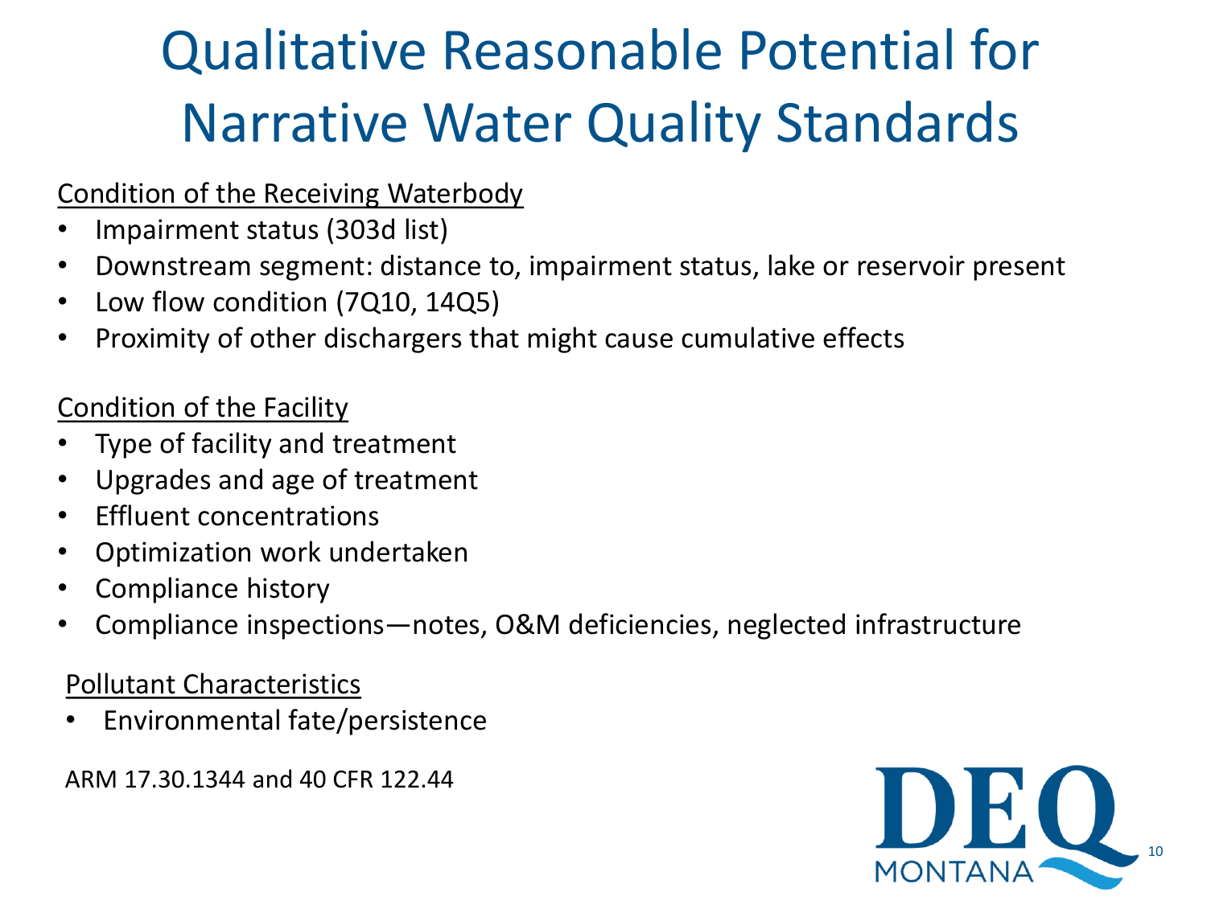# Qualitative Reasonable Potential for Narrative Water Quality Standards

Condition of the Receiving Waterbody

- Impairment status (303d list)
- Downstream segment: distance to, impairment status, lake or reservoir present
- Low flow condition (7Q10, 14Q5)
- Proximity of other dischargers that might cause cumulative effects

Condition of the Facility

- Type of facility and treatment
- Upgrades and age of treatment
- Effluent concentrations
- Optimization work undertaken
- Compliance history
- Compliance inspections—notes, O&M deficiencies, neglected infrastructure

Pollutant Characteristics

- Environmental fate/persistence

ARM 17.30.1344 and 40 CFR 122.44

DEQ MONTANA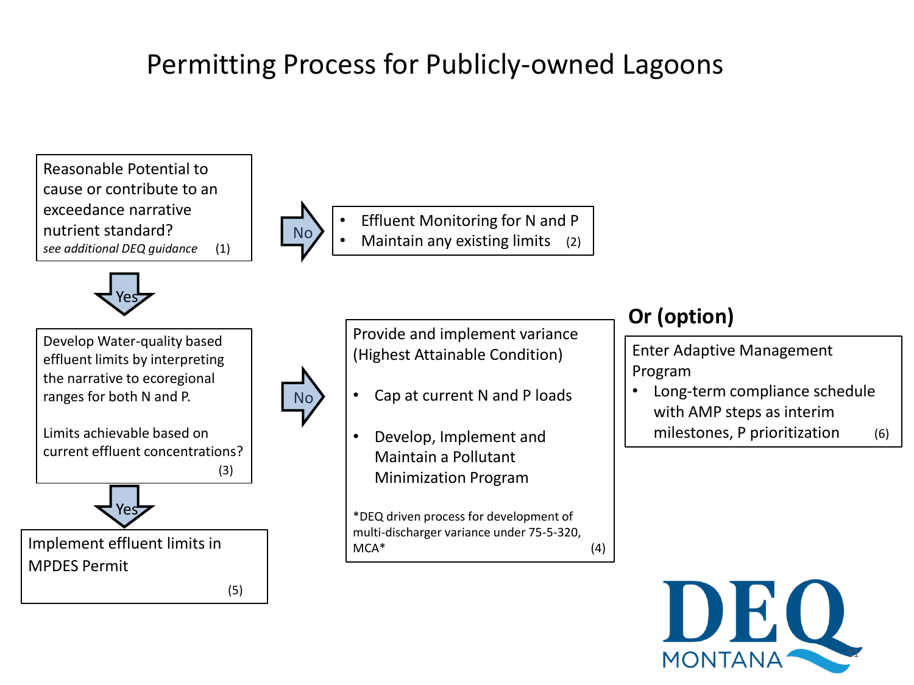# Permitting Process for Publicly-owned Lagoons

**(1)** Reasonable Potential to cause or contribute to an exceedance narrative nutrient standard?
*see additional DEQ guidance*

- **No** → **(2)**
  - Effluent Monitoring for N and P
  - Maintain any existing limits

- **Yes** → **(3)** Develop Water-quality based effluent limits by interpreting the narrative to ecoregional ranges for both N and P.

  Limits achievable based on current effluent concentrations?

  - **Yes** → **(5)** Implement effluent limits in MPDES Permit

  - **No** → **(4)** Provide and implement variance (Highest Attainable Condition)
    - Cap at current N and P loads
    - Develop, Implement and Maintain a Pollutant Minimization Program

    *DEQ driven process for development of multi-discharger variance under 75-5-320, MCA*

    **Or (option)**

    **(6)** Enter Adaptive Management Program
    - Long-term compliance schedule with AMP steps as interim milestones, P prioritization

DEQ MONTANA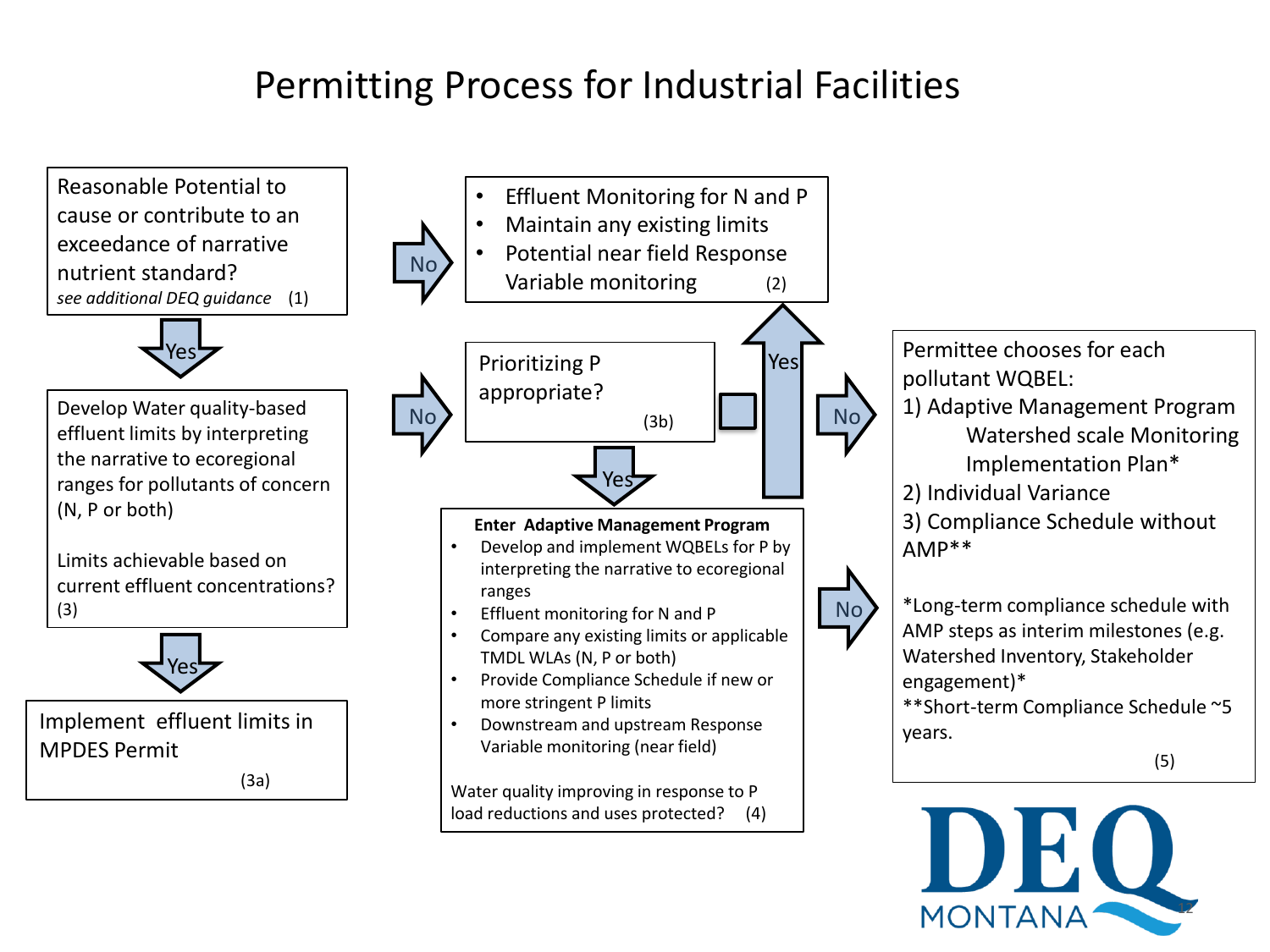# Permitting Process for Industrial Facilities

**(1)** Reasonable Potential to cause or contribute to an exceedance of narrative nutrient standard?
*see additional DEQ guidance* (1)

- **No** → (2)
- **Yes** → (3)

**(2)**
- Effluent Monitoring for N and P
- Maintain any existing limits
- Potential near field Response Variable monitoring (2)

**(3)** Develop Water quality-based effluent limits by interpreting the narrative to ecoregional ranges for pollutants of concern (N, P or both)

Limits achievable based on current effluent concentrations? (3)

- **Yes** → (3a)
- **No** → (3b)

**(3a)** Implement effluent limits in MPDES Permit (3a)

**(3b)** Prioritizing P appropriate? (3b)

- **Yes** → (4)
- **No** → (5)

**(4)** **Enter Adaptive Management Program**
- Develop and implement WQBELs for P by interpreting the narrative to ecoregional ranges
- Effluent monitoring for N and P
- Compare any existing limits or applicable TMDL WLAs (N, P or both)
- Provide Compliance Schedule if new or more stringent P limits
- Downstream and upstream Response Variable monitoring (near field)

Water quality improving in response to P load reductions and uses protected? (4)

- **Yes** → (2)
- **No** → (5)

**(5)** Permittee chooses for each pollutant WQBEL:
1) Adaptive Management Program
   Watershed scale Monitoring
   Implementation Plan*
2) Individual Variance
3) Compliance Schedule without AMP**

*Long-term compliance schedule with AMP steps as interim milestones (e.g. Watershed Inventory, Stakeholder engagement)*

**Short-term Compliance Schedule ~5 years.

(5)

DEQ MONTANA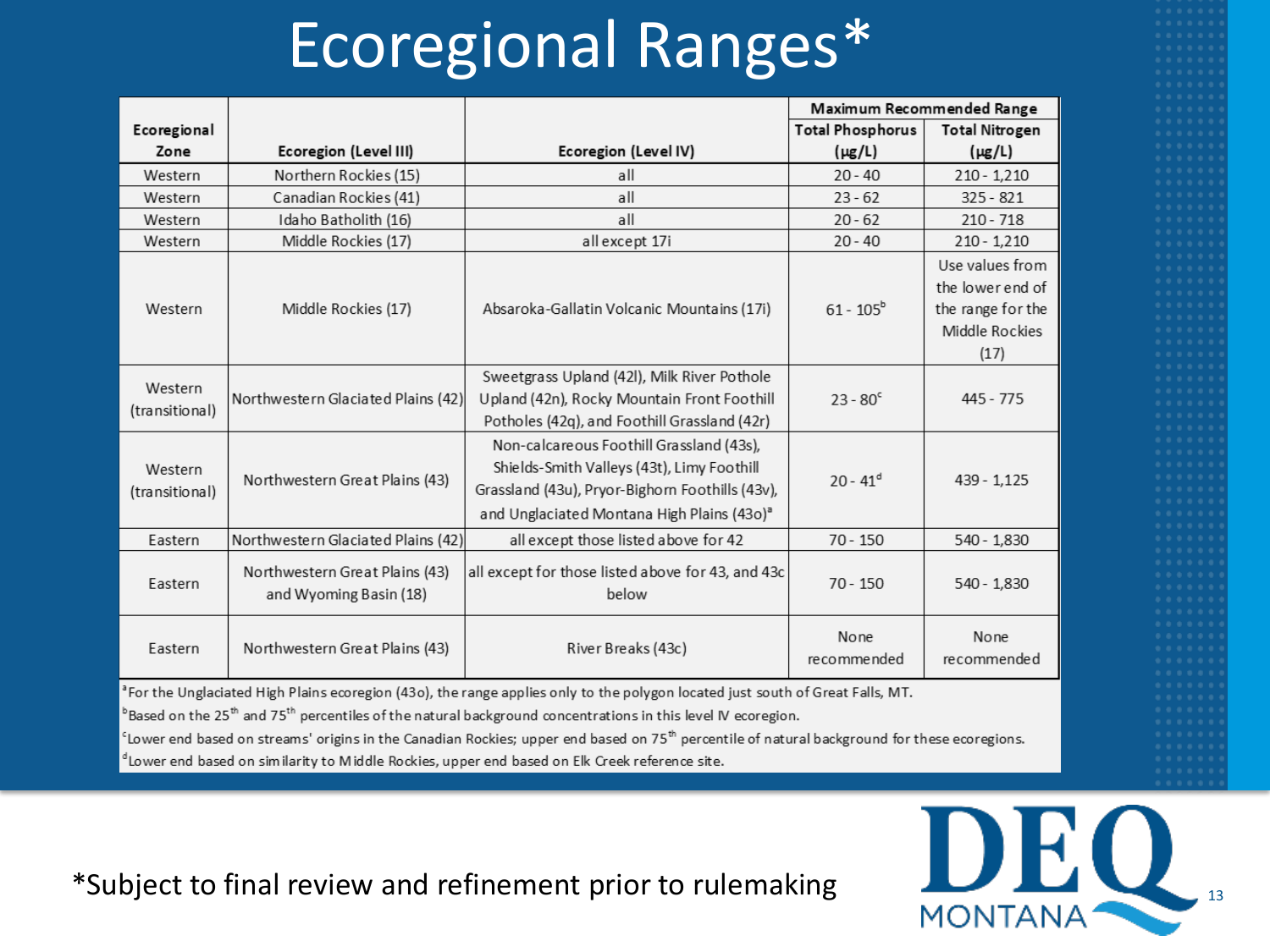# Ecoregional Ranges*

| Ecoregional Zone | Ecoregion (Level III) | Ecoregion (Level IV) | Maximum Recommended Range | |
|---|---|---|---|---|
| | | | Total Phosphorus (µg/L) | Total Nitrogen (µg/L) |
| Western | Northern Rockies (15) | all | 20 - 40 | 210 - 1,210 |
| Western | Canadian Rockies (41) | all | 23 - 62 | 325 - 821 |
| Western | Idaho Batholith (16) | all | 20 - 62 | 210 - 718 |
| Western | Middle Rockies (17) | all except 17i | 20 - 40 | 210 - 1,210 |
| Western | Middle Rockies (17) | Absaroka-Gallatin Volcanic Mountains (17i) | 61 - 105[b] | Use values from the lower end of the range for the Middle Rockies (17) |
| Western (transitional) | Northwestern Glaciated Plains (42) | Sweetgrass Upland (42l), Milk River Pothole Upland (42n), Rocky Mountain Front Foothill Potholes (42q), and Foothill Grassland (42r) | 23 - 80[c] | 445 - 775 |
| Western (transitional) | Northwestern Great Plains (43) | Non-calcareous Foothill Grassland (43s), Shields-Smith Valleys (43t), Limy Foothill Grassland (43u), Pryor-Bighorn Foothills (43v), and Unglaciated Montana High Plains (43o)[a] | 20 - 41[d] | 439 - 1,125 |
| Eastern | Northwestern Glaciated Plains (42) | all except those listed above for 42 | 70 - 150 | 540 - 1,830 |
| Eastern | Northwestern Great Plains (43) and Wyoming Basin (18) | all except for those listed above for 43, and 43c below | 70 - 150 | 540 - 1,830 |
| Eastern | Northwestern Great Plains (43) | River Breaks (43c) | None recommended | None recommended |

[a] For the Unglaciated High Plains ecoregion (43o), the range applies only to the polygon located just south of Great Falls, MT.

[b] Based on the 25th and 75th percentiles of the natural background concentrations in this level IV ecoregion.

[c] Lower end based on streams' origins in the Canadian Rockies; upper end based on 75th percentile of natural background for these ecoregions.

[d] Lower end based on similarity to Middle Rockies, upper end based on Elk Creek reference site.

*Subject to final review and refinement prior to rulemaking

DEQ MONTANA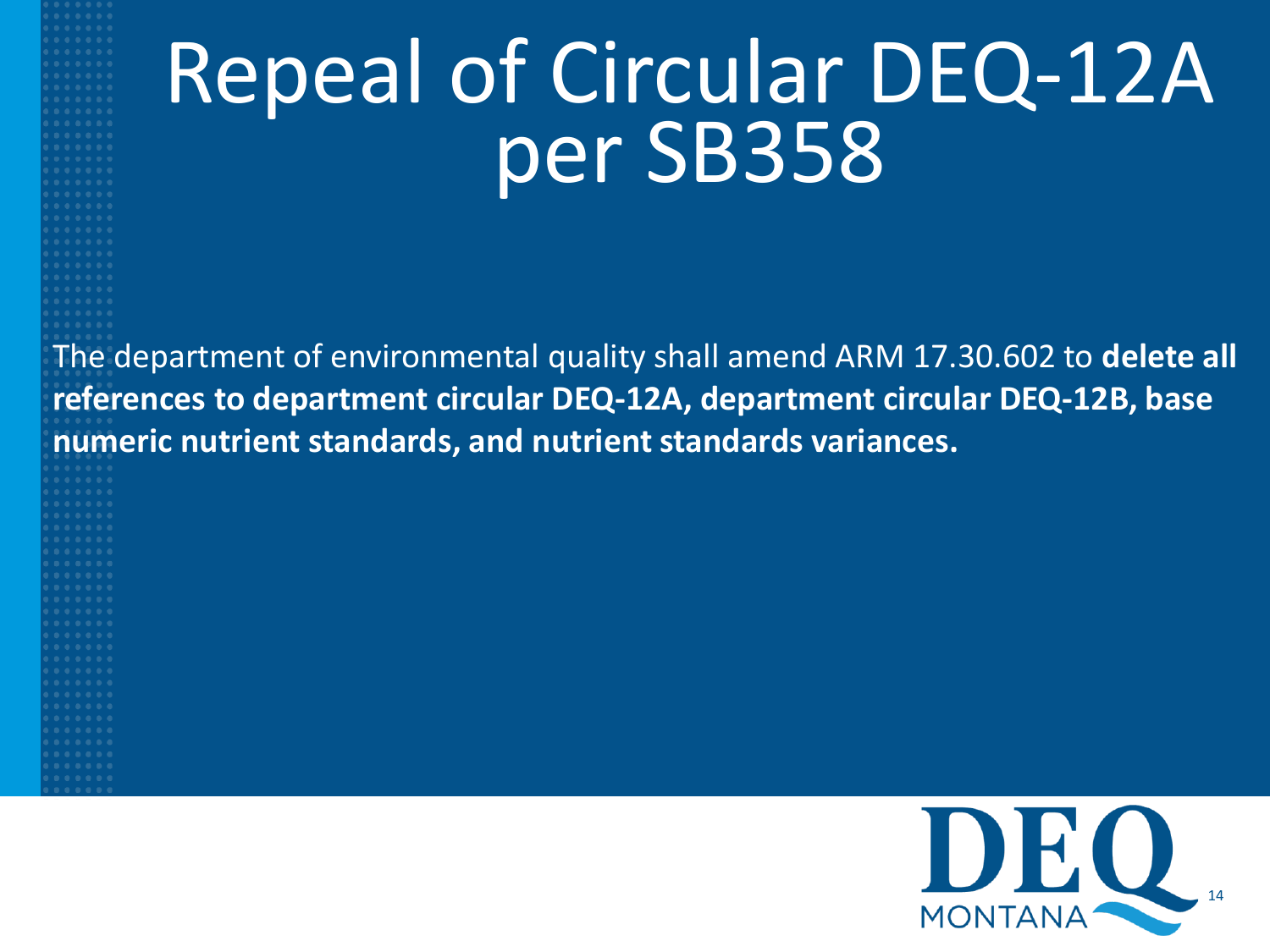# Repeal of Circular DEQ-12A per SB358

The department of environmental quality shall amend ARM 17.30.602 to **delete all references to department circular DEQ-12A, department circular DEQ-12B, base numeric nutrient standards, and nutrient standards variances.**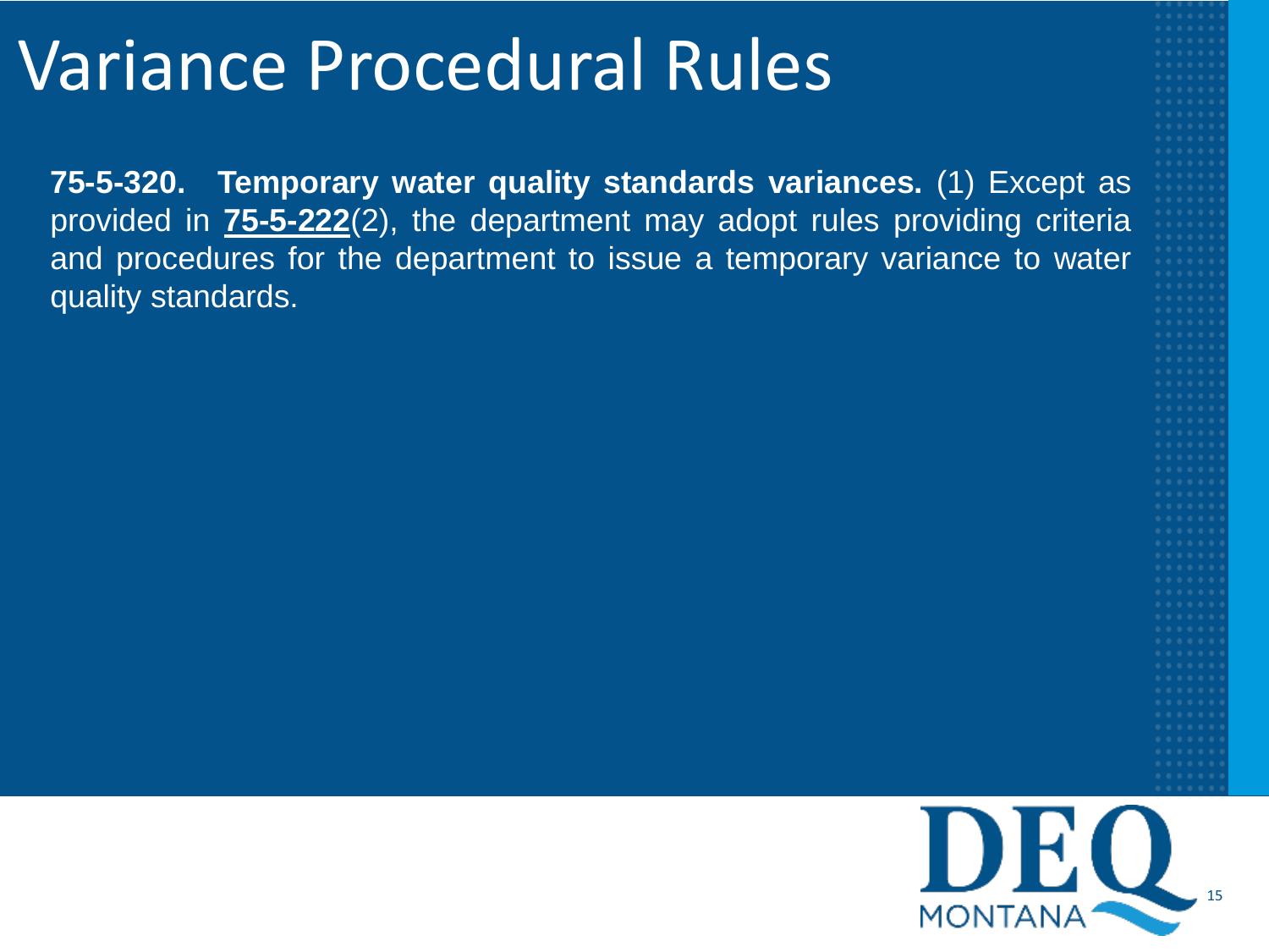# Variance Procedural Rules

**75-5-320. Temporary water quality standards variances.** (1) Except as provided in **75-5-222**(2), the department may adopt rules providing criteria and procedures for the department to issue a temporary variance to water quality standards.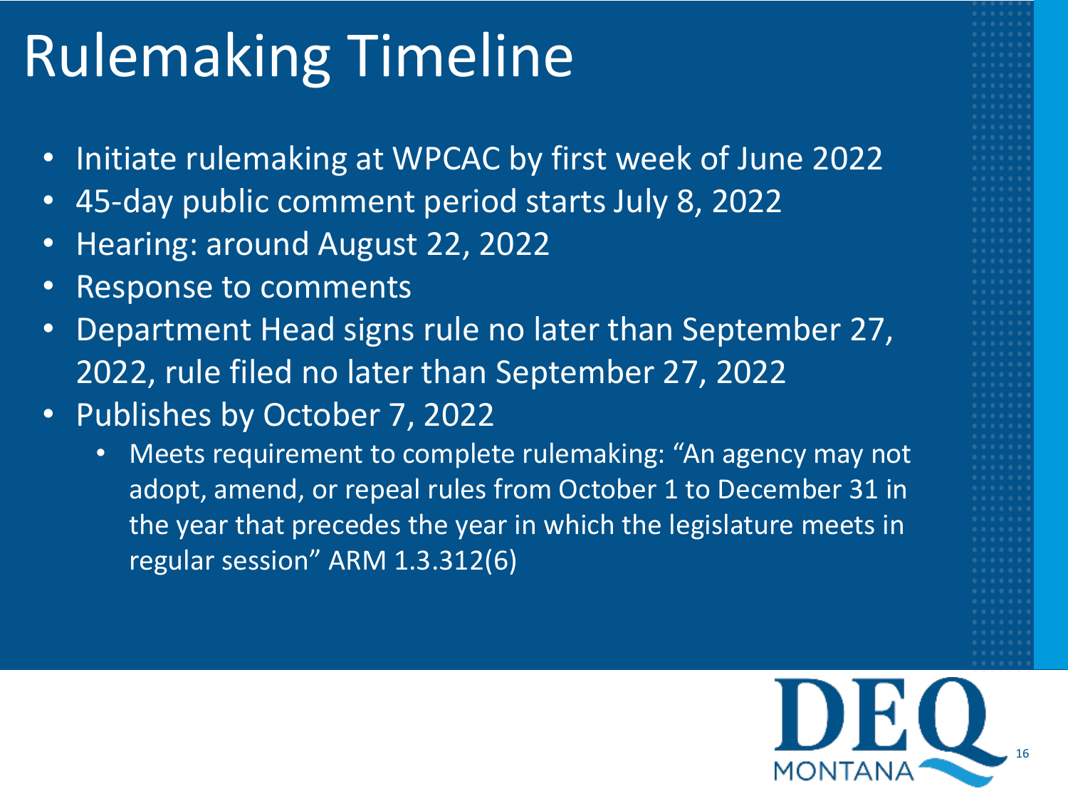# Rulemaking Timeline

- Initiate rulemaking at WPCAC by first week of June 2022
- 45-day public comment period starts July 8, 2022
- Hearing: around August 22, 2022
- Response to comments
- Department Head signs rule no later than September 27, 2022, rule filed no later than September 27, 2022
- Publishes by October 7, 2022
  - Meets requirement to complete rulemaking: "An agency may not adopt, amend, or repeal rules from October 1 to December 31 in the year that precedes the year in which the legislature meets in regular session" ARM 1.3.312(6)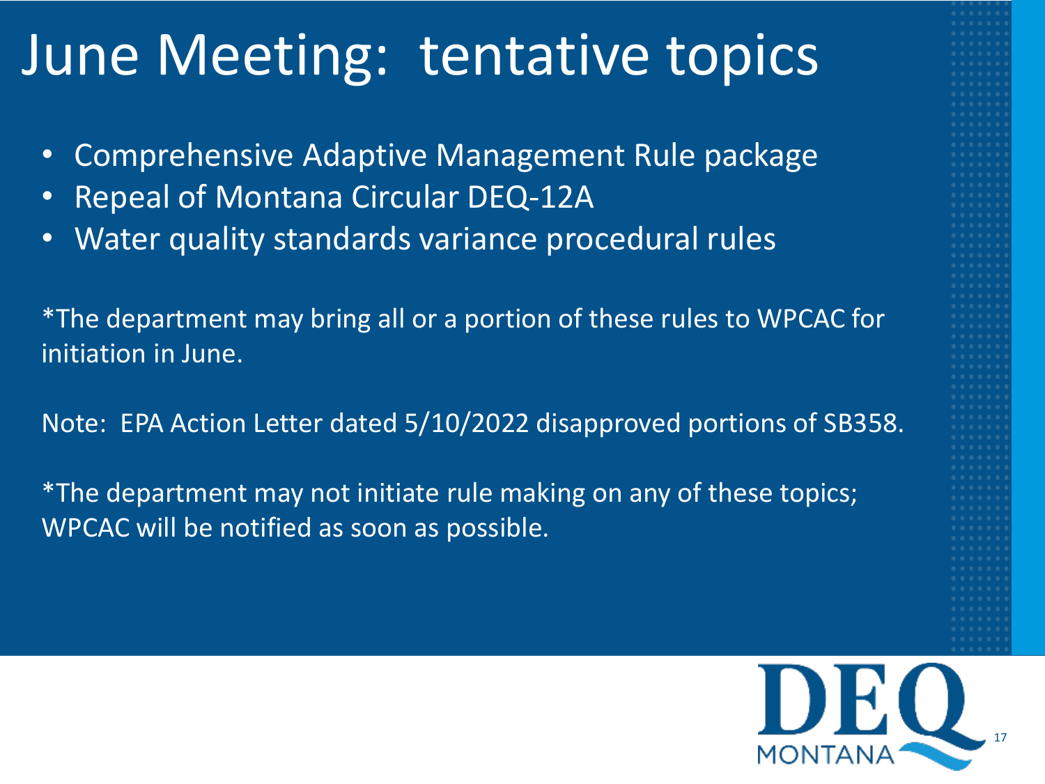# June Meeting: tentative topics

- Comprehensive Adaptive Management Rule package
- Repeal of Montana Circular DEQ-12A
- Water quality standards variance procedural rules

*The department may bring all or a portion of these rules to WPCAC for initiation in June.

Note: EPA Action Letter dated 5/10/2022 disapproved portions of SB358.

*The department may not initiate rule making on any of these topics; WPCAC will be notified as soon as possible.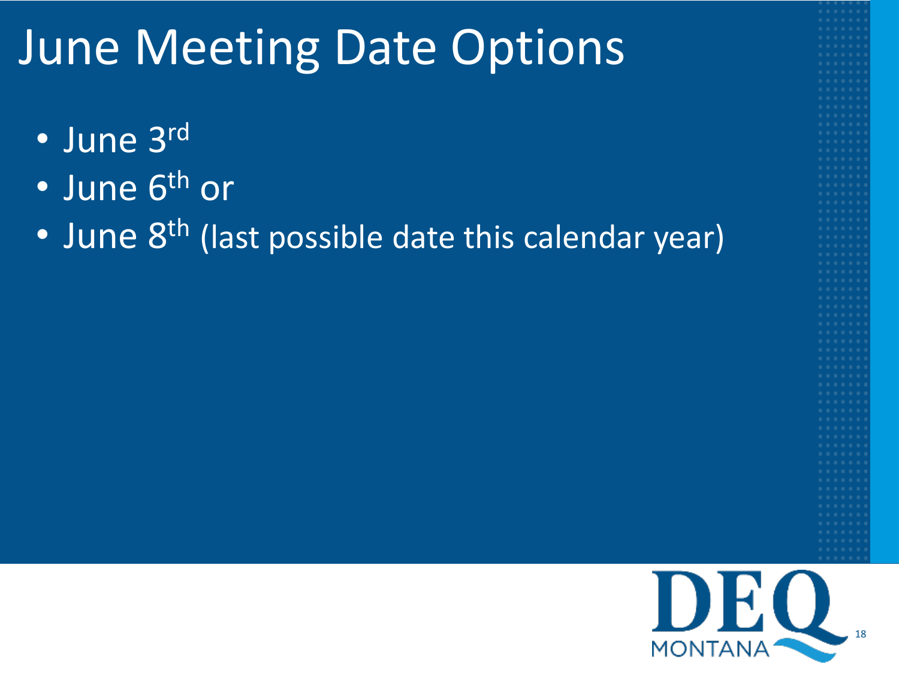# June Meeting Date Options

- June 3rd
- June 6th or
- June 8th (last possible date this calendar year)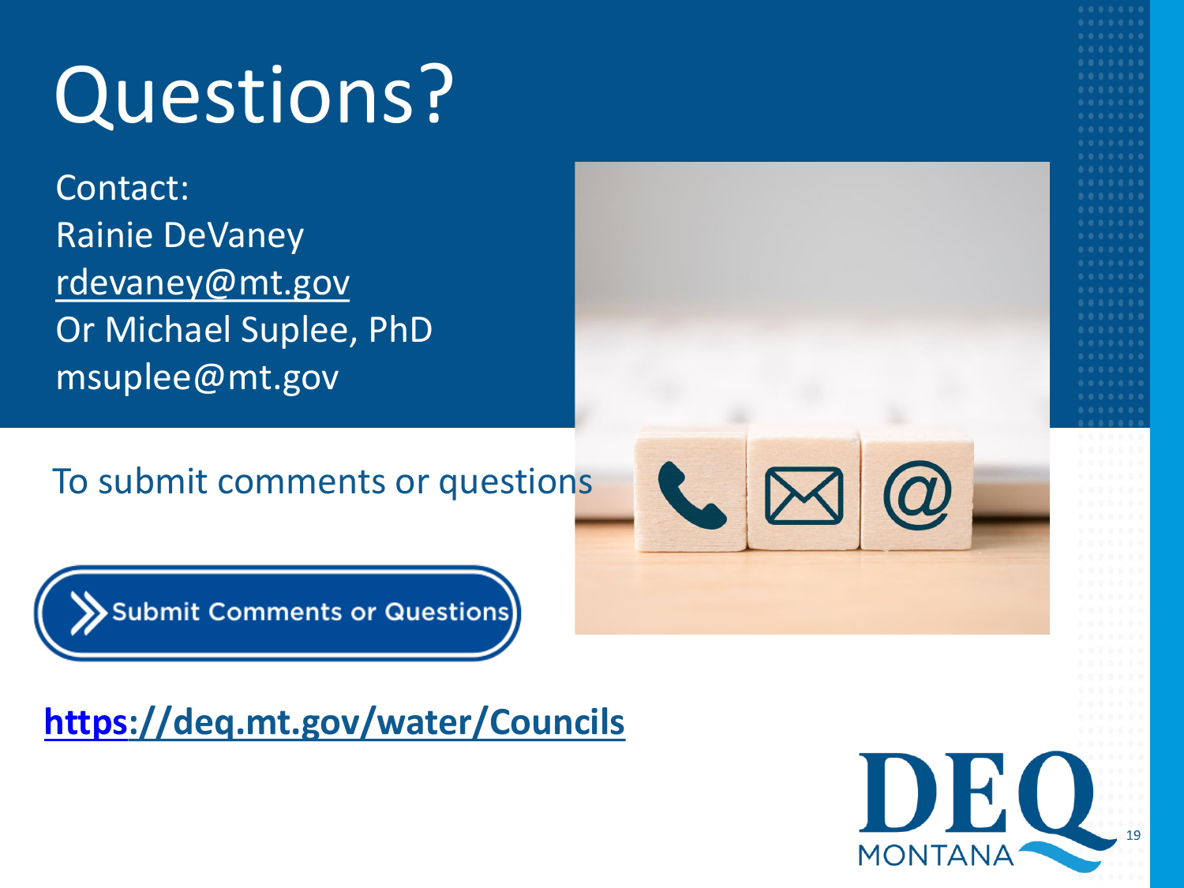# Questions?

Contact:
Rainie DeVaney
rdevaney@mt.gov
Or Michael Suplee, PhD
msuplee@mt.gov

To submit comments or questions

Submit Comments or Questions

**https://deq.mt.gov/water/Councils**